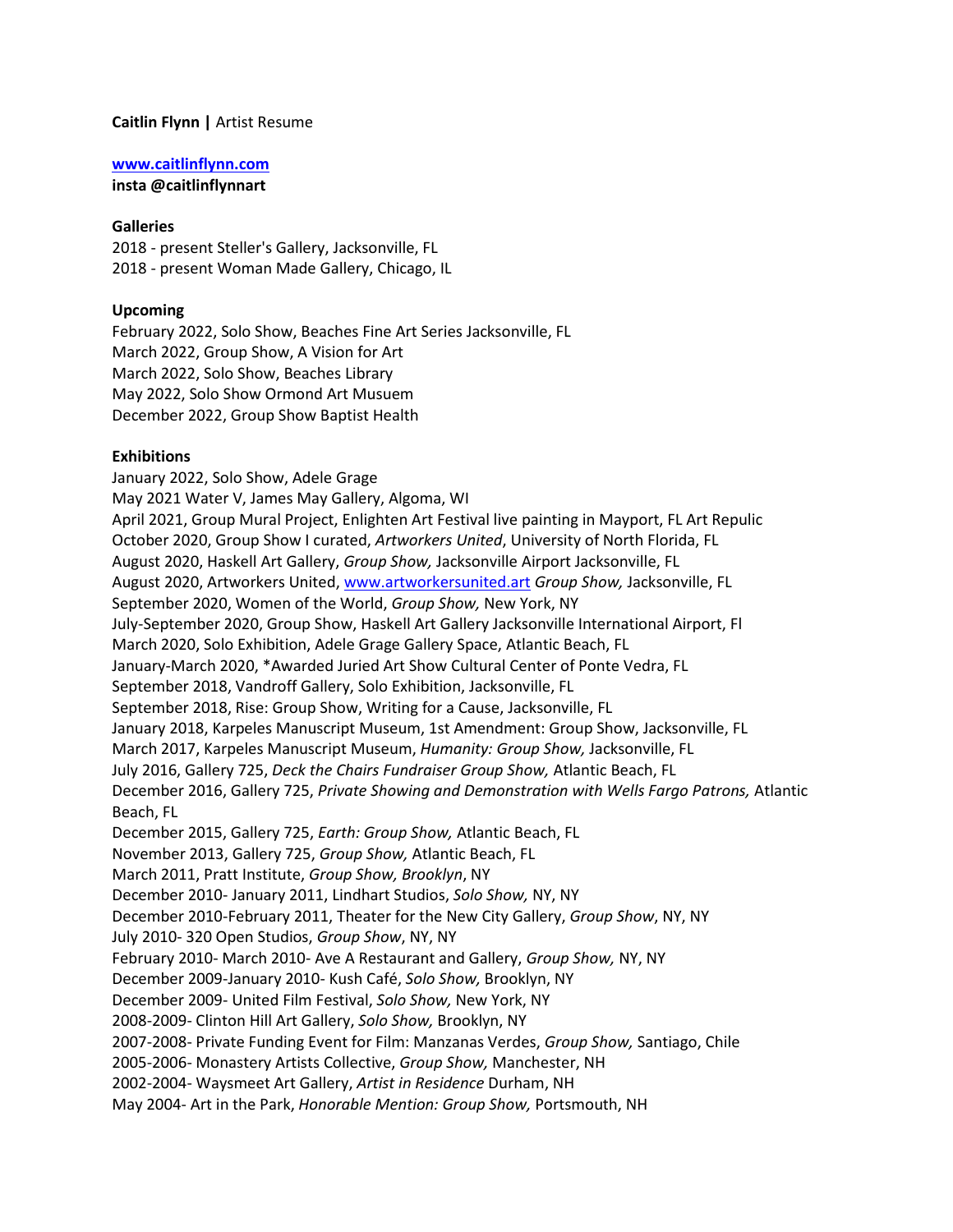**Caitlin Flynn |** Artist Resume

**[www.caitlinflynn.com](http://www.caitlinflynn.com)**
**insta @caitlinflynnart**

**Galleries**
2018 - present Steller's Gallery, Jacksonville, FL
2018 - present Woman Made Gallery, Chicago, IL

**Upcoming**
February 2022, Solo Show, Beaches Fine Art Series Jacksonville, FL
March 2022, Group Show, A Vision for Art
March 2022, Solo Show, Beaches Library
May 2022, Solo Show Ormond Art Musuem
December 2022, Group Show Baptist Health

**Exhibitions**
January 2022, Solo Show, Adele Grage
May 2021 Water V, James May Gallery, Algoma, WI
April 2021, Group Mural Project, Enlighten Art Festival live painting in Mayport, FL Art Repulic
October 2020, Group Show I curated, *Artworkers United*, University of North Florida, FL
August 2020, Haskell Art Gallery, *Group Show,* Jacksonville Airport Jacksonville, FL
August 2020, Artworkers United, [www.artworkersunited.art](http://www.artworkersunited.art) *Group Show,* Jacksonville, FL
September 2020, Women of the World, *Group Show,* New York, NY
July-September 2020, Group Show, Haskell Art Gallery Jacksonville International Airport, Fl
March 2020, Solo Exhibition, Adele Grage Gallery Space, Atlantic Beach, FL
January-March 2020, *Awarded Juried Art Show Cultural Center of Ponte Vedra, FL
September 2018, Vandroff Gallery, Solo Exhibition, Jacksonville, FL
September 2018, Rise: Group Show, Writing for a Cause, Jacksonville, FL
January 2018, Karpeles Manuscript Museum, 1st Amendment: Group Show, Jacksonville, FL
March 2017, Karpeles Manuscript Museum, *Humanity: Group Show,* Jacksonville, FL
July 2016, Gallery 725, *Deck the Chairs Fundraiser Group Show,* Atlantic Beach, FL
December 2016, Gallery 725, *Private Showing and Demonstration with Wells Fargo Patrons,* Atlantic Beach, FL
December 2015, Gallery 725, *Earth: Group Show,* Atlantic Beach, FL
November 2013, Gallery 725, *Group Show,* Atlantic Beach, FL
March 2011, Pratt Institute, *Group Show, Brooklyn*, NY
December 2010- January 2011, Lindhart Studios, *Solo Show,* NY, NY
December 2010-February 2011, Theater for the New City Gallery, *Group Show*, NY, NY
July 2010- 320 Open Studios, *Group Show*, NY, NY
February 2010- March 2010- Ave A Restaurant and Gallery, *Group Show,* NY, NY
December 2009-January 2010- Kush Café, *Solo Show,* Brooklyn, NY
December 2009- United Film Festival, *Solo Show,* New York, NY
2008-2009- Clinton Hill Art Gallery, *Solo Show,* Brooklyn, NY
2007-2008- Private Funding Event for Film: Manzanas Verdes, *Group Show,* Santiago, Chile
2005-2006- Monastery Artists Collective, *Group Show,* Manchester, NH
2002-2004- Waysmeet Art Gallery, *Artist in Residence* Durham, NH
May 2004- Art in the Park, *Honorable Mention: Group Show,* Portsmouth, NH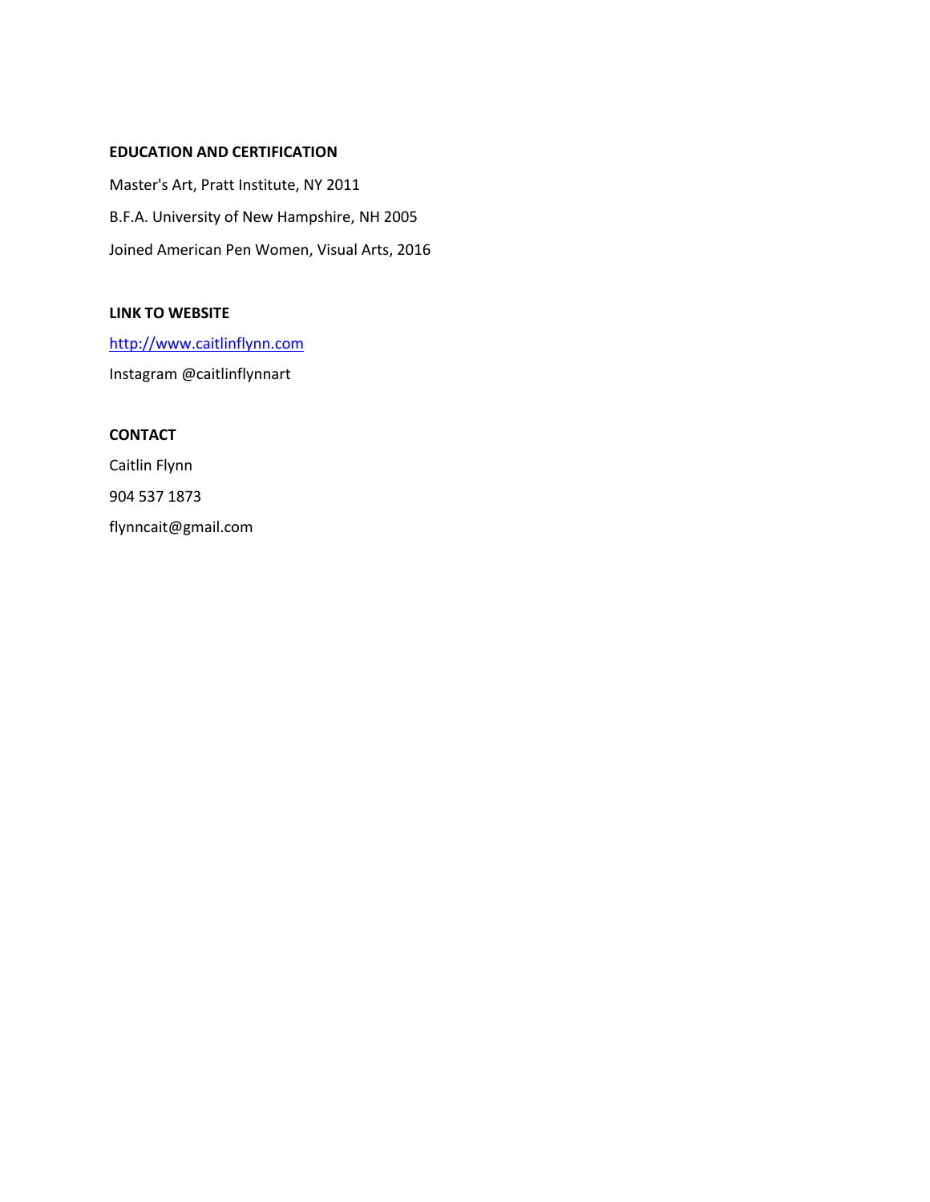**EDUCATION AND CERTIFICATION**

Master's Art, Pratt Institute, NY 2011

B.F.A. University of New Hampshire, NH 2005

Joined American Pen Women, Visual Arts, 2016

**LINK TO WEBSITE**

[http://www.caitlinflynn.com](http://www.caitlinflynn.com)

Instagram @caitlinflynnart

**CONTACT**

Caitlin Flynn

904 537 1873

flynncait@gmail.com